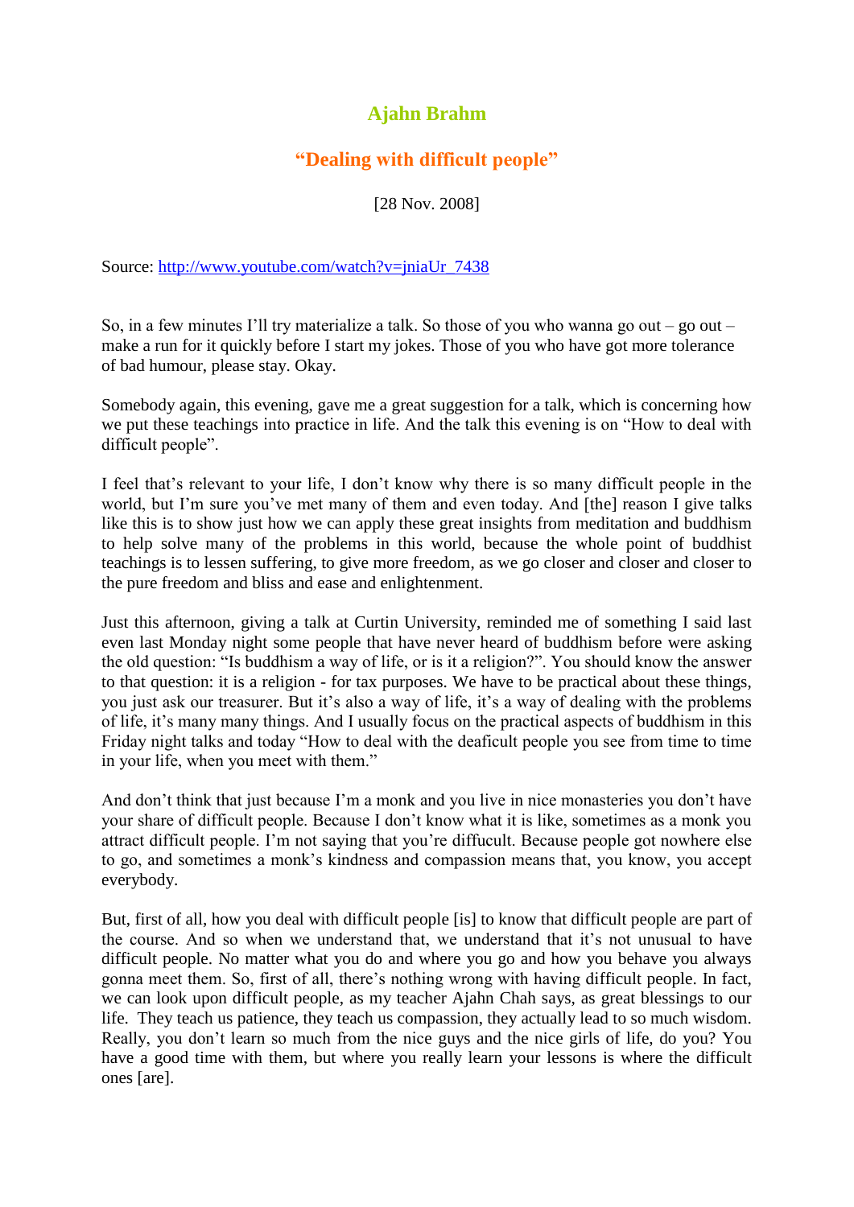# Ajahn Brahm

## "Dealing with difficult people"

[28 Nov. 2008]

Source: http://www.youtube.com/watch?v=jniaUr_7438

So, in a few minutes I'll try materialize a talk. So those of you who wanna go out – go out – make a run for it quickly before I start my jokes. Those of you who have got more tolerance of bad humour, please stay. Okay.

Somebody again, this evening, gave me a great suggestion for a talk, which is concerning how we put these teachings into practice in life. And the talk this evening is on "How to deal with difficult people".

I feel that's relevant to your life, I don't know why there is so many difficult people in the world, but I'm sure you've met many of them and even today. And [the] reason I give talks like this is to show just how we can apply these great insights from meditation and buddhism to help solve many of the problems in this world, because the whole point of buddhist teachings is to lessen suffering, to give more freedom, as we go closer and closer and closer to the pure freedom and bliss and ease and enlightenment.

Just this afternoon, giving a talk at Curtin University, reminded me of something I said last even last Monday night some people that have never heard of buddhism before were asking the old question: "Is buddhism a way of life, or is it a religion?". You should know the answer to that question: it is a religion - for tax purposes. We have to be practical about these things, you just ask our treasurer. But it's also a way of life, it's a way of dealing with the problems of life, it's many many things. And I usually focus on the practical aspects of buddhism in this Friday night talks and today "How to deal with the deaficult people you see from time to time in your life, when you meet with them."

And don't think that just because I'm a monk and you live in nice monasteries you don't have your share of difficult people. Because I don't know what it is like, sometimes as a monk you attract difficult people. I'm not saying that you're diffucult. Because people got nowhere else to go, and sometimes a monk's kindness and compassion means that, you know, you accept everybody.

But, first of all, how you deal with difficult people [is] to know that difficult people are part of the course. And so when we understand that, we understand that it's not unusual to have difficult people. No matter what you do and where you go and how you behave you always gonna meet them. So, first of all, there's nothing wrong with having difficult people. In fact, we can look upon difficult people, as my teacher Ajahn Chah says, as great blessings to our life. They teach us patience, they teach us compassion, they actually lead to so much wisdom. Really, you don't learn so much from the nice guys and the nice girls of life, do you? You have a good time with them, but where you really learn your lessons is where the difficult ones [are].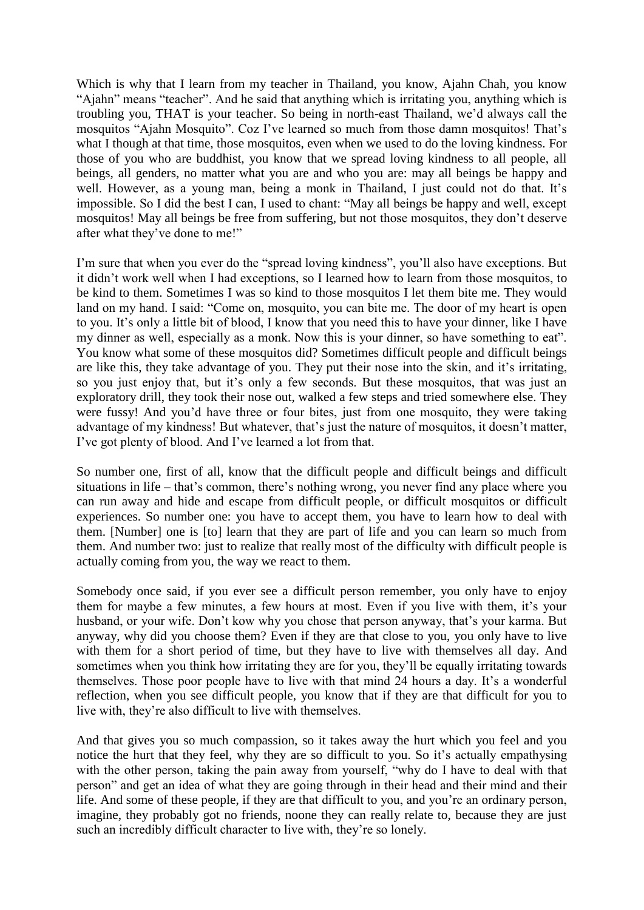Which is why that I learn from my teacher in Thailand, you know, Ajahn Chah, you know "Ajahn" means "teacher". And he said that anything which is irritating you, anything which is troubling you, THAT is your teacher. So being in north-east Thailand, we'd always call the mosquitos "Ajahn Mosquito". Coz I've learned so much from those damn mosquitos! That's what I though at that time, those mosquitos, even when we used to do the loving kindness. For those of you who are buddhist, you know that we spread loving kindness to all people, all beings, all genders, no matter what you are and who you are: may all beings be happy and well. However, as a young man, being a monk in Thailand, I just could not do that. It's impossible. So I did the best I can, I used to chant: "May all beings be happy and well, except mosquitos! May all beings be free from suffering, but not those mosquitos, they don't deserve after what they've done to me!"

I'm sure that when you ever do the "spread loving kindness", you'll also have exceptions. But it didn't work well when I had exceptions, so I learned how to learn from those mosquitos, to be kind to them. Sometimes I was so kind to those mosquitos I let them bite me. They would land on my hand. I said: "Come on, mosquito, you can bite me. The door of my heart is open to you. It's only a little bit of blood, I know that you need this to have your dinner, like I have my dinner as well, especially as a monk. Now this is your dinner, so have something to eat". You know what some of these mosquitos did? Sometimes difficult people and difficult beings are like this, they take advantage of you. They put their nose into the skin, and it's irritating, so you just enjoy that, but it's only a few seconds. But these mosquitos, that was just an exploratory drill, they took their nose out, walked a few steps and tried somewhere else. They were fussy! And you'd have three or four bites, just from one mosquito, they were taking advantage of my kindness! But whatever, that's just the nature of mosquitos, it doesn't matter, I've got plenty of blood. And I've learned a lot from that.

So number one, first of all, know that the difficult people and difficult beings and difficult situations in life – that's common, there's nothing wrong, you never find any place where you can run away and hide and escape from difficult people, or difficult mosquitos or difficult experiences. So number one: you have to accept them, you have to learn how to deal with them. [Number] one is [to] learn that they are part of life and you can learn so much from them. And number two: just to realize that really most of the difficulty with difficult people is actually coming from you, the way we react to them.

Somebody once said, if you ever see a difficult person remember, you only have to enjoy them for maybe a few minutes, a few hours at most. Even if you live with them, it's your husband, or your wife. Don't kow why you chose that person anyway, that's your karma. But anyway, why did you choose them? Even if they are that close to you, you only have to live with them for a short period of time, but they have to live with themselves all day. And sometimes when you think how irritating they are for you, they'll be equally irritating towards themselves. Those poor people have to live with that mind 24 hours a day. It's a wonderful reflection, when you see difficult people, you know that if they are that difficult for you to live with, they're also difficult to live with themselves.

And that gives you so much compassion, so it takes away the hurt which you feel and you notice the hurt that they feel, why they are so difficult to you. So it's actually empathysing with the other person, taking the pain away from yourself, "why do I have to deal with that person" and get an idea of what they are going through in their head and their mind and their life. And some of these people, if they are that difficult to you, and you're an ordinary person, imagine, they probably got no friends, noone they can really relate to, because they are just such an incredibly difficult character to live with, they're so lonely.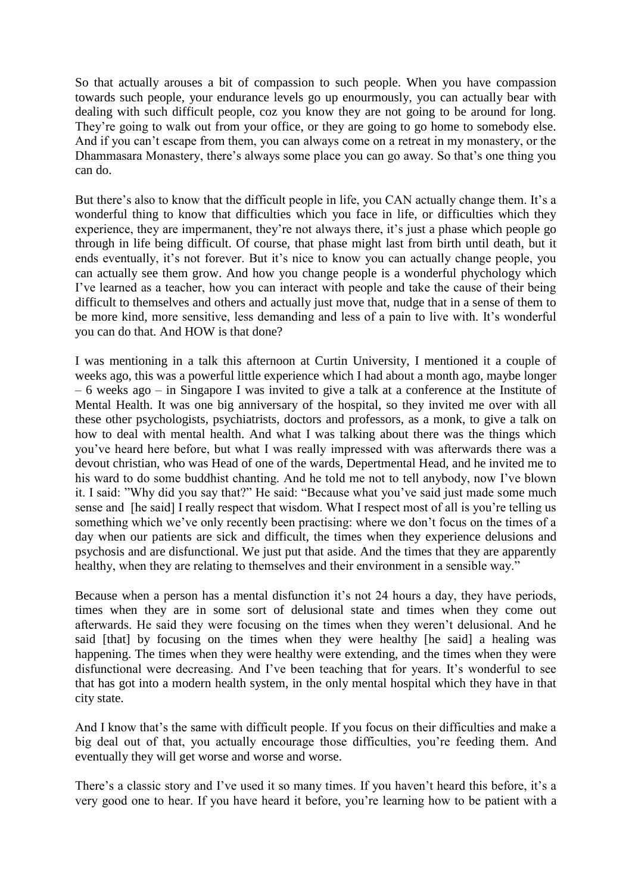So that actually arouses a bit of compassion to such people. When you have compassion towards such people, your endurance levels go up enourmously, you can actually bear with dealing with such difficult people, coz you know they are not going to be around for long. They're going to walk out from your office, or they are going to go home to somebody else. And if you can't escape from them, you can always come on a retreat in my monastery, or the Dhammasara Monastery, there's always some place you can go away. So that's one thing you can do.

But there's also to know that the difficult people in life, you CAN actually change them. It's a wonderful thing to know that difficulties which you face in life, or difficulties which they experience, they are impermanent, they're not always there, it's just a phase which people go through in life being difficult. Of course, that phase might last from birth until death, but it ends eventually, it's not forever. But it's nice to know you can actually change people, you can actually see them grow. And how you change people is a wonderful phychology which I've learned as a teacher, how you can interact with people and take the cause of their being difficult to themselves and others and actually just move that, nudge that in a sense of them to be more kind, more sensitive, less demanding and less of a pain to live with. It's wonderful you can do that. And HOW is that done?

I was mentioning in a talk this afternoon at Curtin University, I mentioned it a couple of weeks ago, this was a powerful little experience which I had about a month ago, maybe longer – 6 weeks ago – in Singapore I was invited to give a talk at a conference at the Institute of Mental Health. It was one big anniversary of the hospital, so they invited me over with all these other psychologists, psychiatrists, doctors and professors, as a monk, to give a talk on how to deal with mental health. And what I was talking about there was the things which you've heard here before, but what I was really impressed with was afterwards there was a devout christian, who was Head of one of the wards, Depertmental Head, and he invited me to his ward to do some buddhist chanting. And he told me not to tell anybody, now I've blown it. I said: "Why did you say that?" He said: "Because what you've said just made some much sense and [he said] I really respect that wisdom. What I respect most of all is you're telling us something which we've only recently been practising: where we don't focus on the times of a day when our patients are sick and difficult, the times when they experience delusions and psychosis and are disfunctional. We just put that aside. And the times that they are apparently healthy, when they are relating to themselves and their environment in a sensible way."

Because when a person has a mental disfunction it's not 24 hours a day, they have periods, times when they are in some sort of delusional state and times when they come out afterwards. He said they were focusing on the times when they weren't delusional. And he said [that] by focusing on the times when they were healthy [he said] a healing was happening. The times when they were healthy were extending, and the times when they were disfunctional were decreasing. And I've been teaching that for years. It's wonderful to see that has got into a modern health system, in the only mental hospital which they have in that city state.

And I know that's the same with difficult people. If you focus on their difficulties and make a big deal out of that, you actually encourage those difficulties, you're feeding them. And eventually they will get worse and worse and worse.

There's a classic story and I've used it so many times. If you haven't heard this before, it's a very good one to hear. If you have heard it before, you're learning how to be patient with a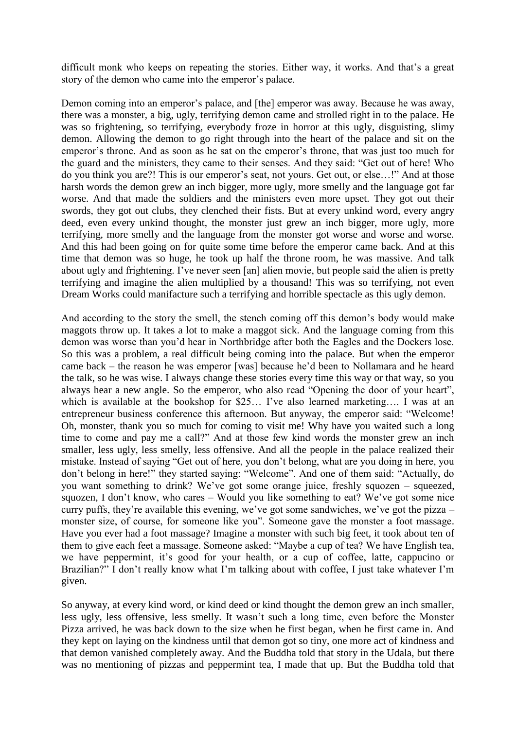difficult monk who keeps on repeating the stories. Either way, it works. And that's a great story of the demon who came into the emperor's palace.

Demon coming into an emperor's palace, and [the] emperor was away. Because he was away, there was a monster, a big, ugly, terrifying demon came and strolled right in to the palace. He was so frightening, so terrifying, everybody froze in horror at this ugly, disguisting, slimy demon. Allowing the demon to go right through into the heart of the palace and sit on the emperor's throne. And as soon as he sat on the emperor's throne, that was just too much for the guard and the ministers, they came to their senses. And they said: "Get out of here! Who do you think you are?! This is our emperor's seat, not yours. Get out, or else…!" And at those harsh words the demon grew an inch bigger, more ugly, more smelly and the language got far worse. And that made the soldiers and the ministers even more upset. They got out their swords, they got out clubs, they clenched their fists. But at every unkind word, every angry deed, even every unkind thought, the monster just grew an inch bigger, more ugly, more terrifying, more smelly and the language from the monster got worse and worse and worse. And this had been going on for quite some time before the emperor came back. And at this time that demon was so huge, he took up half the throne room, he was massive. And talk about ugly and frightening. I've never seen [an] alien movie, but people said the alien is pretty terrifying and imagine the alien multiplied by a thousand! This was so terrifying, not even Dream Works could manifacture such a terrifying and horrible spectacle as this ugly demon.

And according to the story the smell, the stench coming off this demon's body would make maggots throw up. It takes a lot to make a maggot sick. And the language coming from this demon was worse than you'd hear in Northbridge after both the Eagles and the Dockers lose. So this was a problem, a real difficult being coming into the palace. But when the emperor came back – the reason he was emperor [was] because he'd been to Nollamara and he heard the talk, so he was wise. I always change these stories every time this way or that way, so you always hear a new angle. So the emperor, who also read "Opening the door of your heart", which is available at the bookshop for $25… I've also learned marketing…. I was at an entrepreneur business conference this afternoon. But anyway, the emperor said: "Welcome! Oh, monster, thank you so much for coming to visit me! Why have you waited such a long time to come and pay me a call?" And at those few kind words the monster grew an inch smaller, less ugly, less smelly, less offensive. And all the people in the palace realized their mistake. Instead of saying "Get out of here, you don't belong, what are you doing in here, you don't belong in here!" they started saying: "Welcome". And one of them said: "Actually, do you want something to drink? We've got some orange juice, freshly squozen – squeezed, squozen, I don't know, who cares – Would you like something to eat? We've got some nice curry puffs, they're available this evening, we've got some sandwiches, we've got the pizza – monster size, of course, for someone like you". Someone gave the monster a foot massage. Have you ever had a foot massage? Imagine a monster with such big feet, it took about ten of them to give each feet a massage. Someone asked: "Maybe a cup of tea? We have English tea, we have peppermint, it's good for your health, or a cup of coffee, latte, cappucino or Brazilian?" I don't really know what I'm talking about with coffee, I just take whatever I'm given.

So anyway, at every kind word, or kind deed or kind thought the demon grew an inch smaller, less ugly, less offensive, less smelly. It wasn't such a long time, even before the Monster Pizza arrived, he was back down to the size when he first began, when he first came in. And they kept on laying on the kindness until that demon got so tiny, one more act of kindness and that demon vanished completely away. And the Buddha told that story in the Udala, but there was no mentioning of pizzas and peppermint tea, I made that up. But the Buddha told that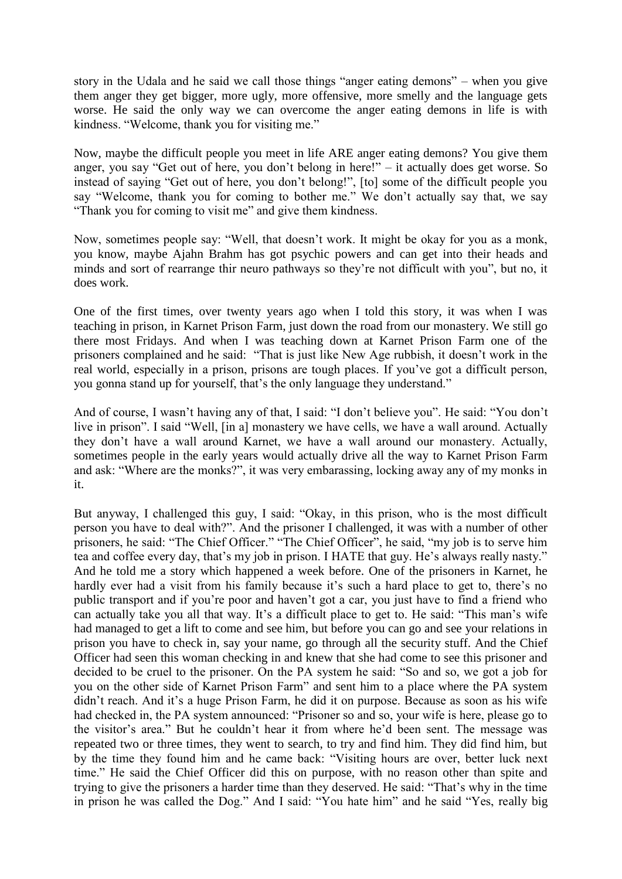story in the Udala and he said we call those things "anger eating demons" – when you give them anger they get bigger, more ugly, more offensive, more smelly and the language gets worse. He said the only way we can overcome the anger eating demons in life is with kindness. "Welcome, thank you for visiting me."

Now, maybe the difficult people you meet in life ARE anger eating demons? You give them anger, you say "Get out of here, you don't belong in here!" – it actually does get worse. So instead of saying "Get out of here, you don't belong!", [to] some of the difficult people you say "Welcome, thank you for coming to bother me." We don't actually say that, we say "Thank you for coming to visit me" and give them kindness.

Now, sometimes people say: "Well, that doesn't work. It might be okay for you as a monk, you know, maybe Ajahn Brahm has got psychic powers and can get into their heads and minds and sort of rearrange thir neuro pathways so they're not difficult with you", but no, it does work.

One of the first times, over twenty years ago when I told this story, it was when I was teaching in prison, in Karnet Prison Farm, just down the road from our monastery. We still go there most Fridays. And when I was teaching down at Karnet Prison Farm one of the prisoners complained and he said: "That is just like New Age rubbish, it doesn't work in the real world, especially in a prison, prisons are tough places. If you've got a difficult person, you gonna stand up for yourself, that's the only language they understand."

And of course, I wasn't having any of that, I said: "I don't believe you". He said: "You don't live in prison". I said "Well, [in a] monastery we have cells, we have a wall around. Actually they don't have a wall around Karnet, we have a wall around our monastery. Actually, sometimes people in the early years would actually drive all the way to Karnet Prison Farm and ask: "Where are the monks?", it was very embarassing, locking away any of my monks in it.

But anyway, I challenged this guy, I said: "Okay, in this prison, who is the most difficult person you have to deal with?". And the prisoner I challenged, it was with a number of other prisoners, he said: "The Chief Officer." "The Chief Officer", he said, "my job is to serve him tea and coffee every day, that's my job in prison. I HATE that guy. He's always really nasty." And he told me a story which happened a week before. One of the prisoners in Karnet, he hardly ever had a visit from his family because it's such a hard place to get to, there's no public transport and if you're poor and haven't got a car, you just have to find a friend who can actually take you all that way. It's a difficult place to get to. He said: "This man's wife had managed to get a lift to come and see him, but before you can go and see your relations in prison you have to check in, say your name, go through all the security stuff. And the Chief Officer had seen this woman checking in and knew that she had come to see this prisoner and decided to be cruel to the prisoner. On the PA system he said: "So and so, we got a job for you on the other side of Karnet Prison Farm" and sent him to a place where the PA system didn't reach. And it's a huge Prison Farm, he did it on purpose. Because as soon as his wife had checked in, the PA system announced: "Prisoner so and so, your wife is here, please go to the visitor's area." But he couldn't hear it from where he'd been sent. The message was repeated two or three times, they went to search, to try and find him. They did find him, but by the time they found him and he came back: "Visiting hours are over, better luck next time." He said the Chief Officer did this on purpose, with no reason other than spite and trying to give the prisoners a harder time than they deserved. He said: "That's why in the time in prison he was called the Dog." And I said: "You hate him" and he said "Yes, really big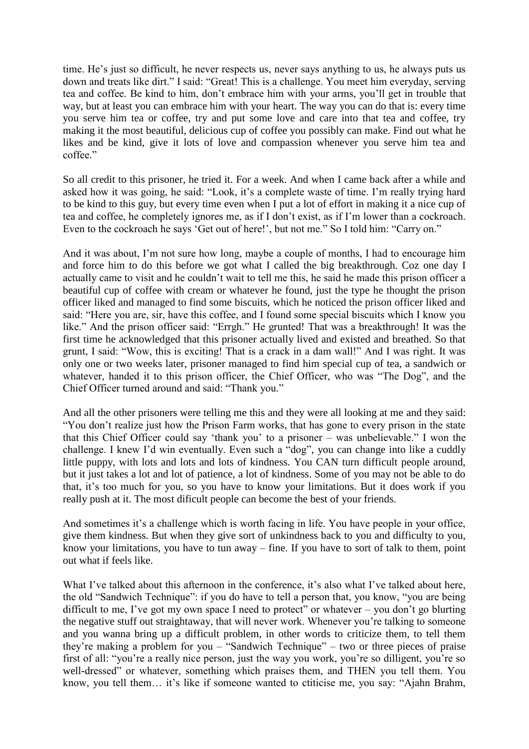time. He's just so difficult, he never respects us, never says anything to us, he always puts us down and treats like dirt." I said: "Great! This is a challenge. You meet him everyday, serving tea and coffee. Be kind to him, don't embrace him with your arms, you'll get in trouble that way, but at least you can embrace him with your heart. The way you can do that is: every time you serve him tea or coffee, try and put some love and care into that tea and coffee, try making it the most beautiful, delicious cup of coffee you possibly can make. Find out what he likes and be kind, give it lots of love and compassion whenever you serve him tea and coffee."

So all credit to this prisoner, he tried it. For a week. And when I came back after a while and asked how it was going, he said: "Look, it's a complete waste of time. I'm really trying hard to be kind to this guy, but every time even when I put a lot of effort in making it a nice cup of tea and coffee, he completely ignores me, as if I don't exist, as if I'm lower than a cockroach. Even to the cockroach he says 'Get out of here!', but not me." So I told him: "Carry on."

And it was about, I'm not sure how long, maybe a couple of months, I had to encourage him and force him to do this before we got what I called the big breakthrough. Coz one day I actually came to visit and he couldn't wait to tell me this, he said he made this prison officer a beautiful cup of coffee with cream or whatever he found, just the type he thought the prison officer liked and managed to find some biscuits, which he noticed the prison officer liked and said: "Here you are, sir, have this coffee, and I found some special biscuits which I know you like." And the prison officer said: "Errgh." He grunted! That was a breakthrough! It was the first time he acknowledged that this prisoner actually lived and existed and breathed. So that grunt, I said: "Wow, this is exciting! That is a crack in a dam wall!" And I was right. It was only one or two weeks later, prisoner managed to find him special cup of tea, a sandwich or whatever, handed it to this prison officer, the Chief Officer, who was "The Dog", and the Chief Officer turned around and said: "Thank you."

And all the other prisoners were telling me this and they were all looking at me and they said: "You don't realize just how the Prison Farm works, that has gone to every prison in the state that this Chief Officer could say 'thank you' to a prisoner – was unbelievable." I won the challenge. I knew I'd win eventually. Even such a "dog", you can change into like a cuddly little puppy, with lots and lots and lots of kindness. You CAN turn difficult people around, but it just takes a lot and lot of patience, a lot of kindness. Some of you may not be able to do that, it's too much for you, so you have to know your limitations. But it does work if you really push at it. The most dificult people can become the best of your friends.

And sometimes it's a challenge which is worth facing in life. You have people in your office, give them kindness. But when they give sort of unkindness back to you and difficulty to you, know your limitations, you have to tun away – fine. If you have to sort of talk to them, point out what if feels like.

What I've talked about this afternoon in the conference, it's also what I've talked about here, the old "Sandwich Technique": if you do have to tell a person that, you know, "you are being difficult to me, I've got my own space I need to protect" or whatever – you don't go blurting the negative stuff out straightaway, that will never work. Whenever you're talking to someone and you wanna bring up a difficult problem, in other words to criticize them, to tell them they're making a problem for you – "Sandwich Technique" – two or three pieces of praise first of all: "you're a really nice person, just the way you work, you're so dilligent, you're so well-dressed" or whatever, something which praises them, and THEN you tell them. You know, you tell them… it's like if someone wanted to ctiticise me, you say: "Ajahn Brahm,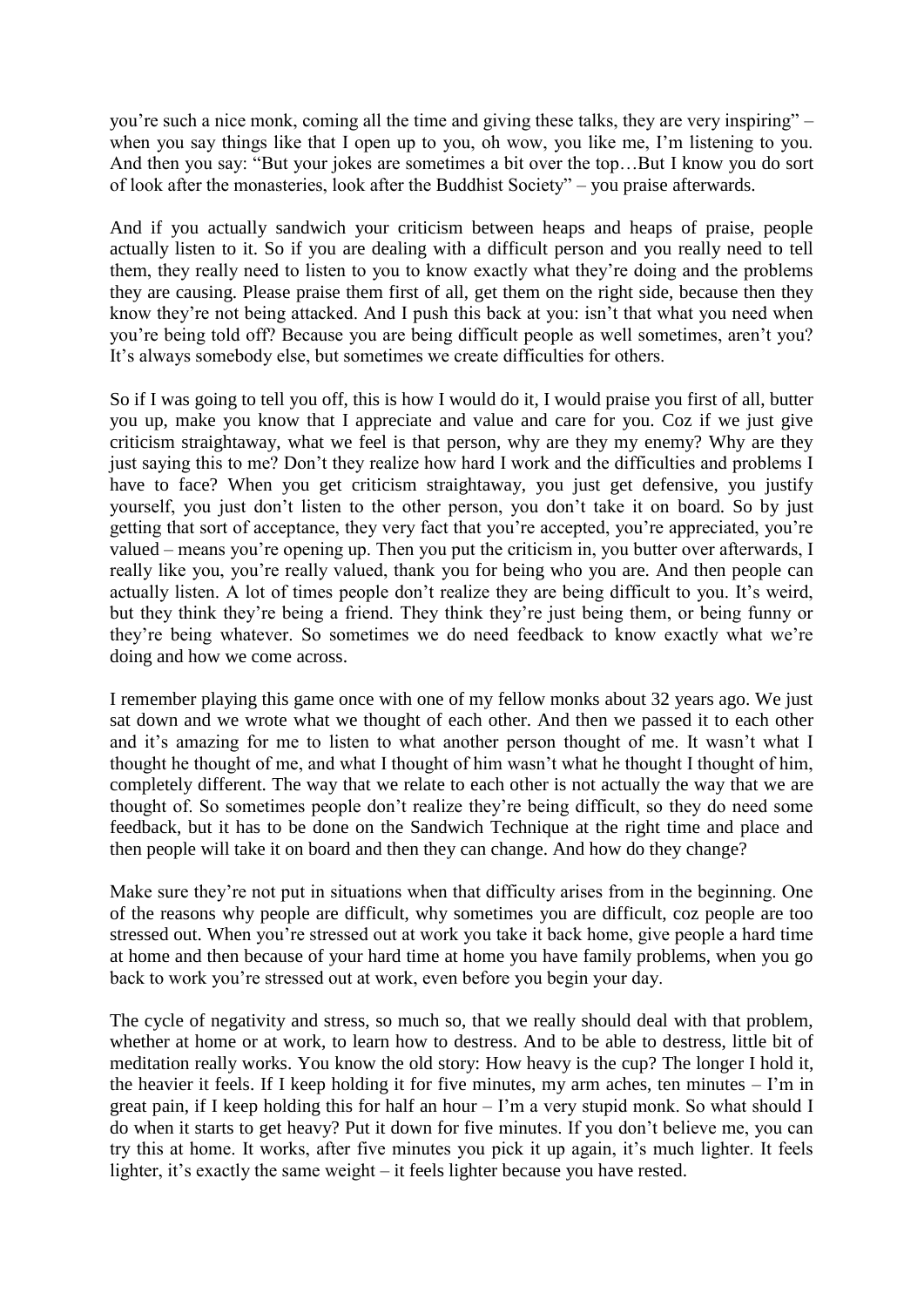you're such a nice monk, coming all the time and giving these talks, they are very inspiring" – when you say things like that I open up to you, oh wow, you like me, I'm listening to you. And then you say: "But your jokes are sometimes a bit over the top…But I know you do sort of look after the monasteries, look after the Buddhist Society" – you praise afterwards.

And if you actually sandwich your criticism between heaps and heaps of praise, people actually listen to it. So if you are dealing with a difficult person and you really need to tell them, they really need to listen to you to know exactly what they're doing and the problems they are causing. Please praise them first of all, get them on the right side, because then they know they're not being attacked. And I push this back at you: isn't that what you need when you're being told off? Because you are being difficult people as well sometimes, aren't you? It's always somebody else, but sometimes we create difficulties for others.

So if I was going to tell you off, this is how I would do it, I would praise you first of all, butter you up, make you know that I appreciate and value and care for you. Coz if we just give criticism straightaway, what we feel is that person, why are they my enemy? Why are they just saying this to me? Don't they realize how hard I work and the difficulties and problems I have to face? When you get criticism straightaway, you just get defensive, you justify yourself, you just don't listen to the other person, you don't take it on board. So by just getting that sort of acceptance, they very fact that you're accepted, you're appreciated, you're valued – means you're opening up. Then you put the criticism in, you butter over afterwards, I really like you, you're really valued, thank you for being who you are. And then people can actually listen. A lot of times people don't realize they are being difficult to you. It's weird, but they think they're being a friend. They think they're just being them, or being funny or they're being whatever. So sometimes we do need feedback to know exactly what we're doing and how we come across.

I remember playing this game once with one of my fellow monks about 32 years ago. We just sat down and we wrote what we thought of each other. And then we passed it to each other and it's amazing for me to listen to what another person thought of me. It wasn't what I thought he thought of me, and what I thought of him wasn't what he thought I thought of him, completely different. The way that we relate to each other is not actually the way that we are thought of. So sometimes people don't realize they're being difficult, so they do need some feedback, but it has to be done on the Sandwich Technique at the right time and place and then people will take it on board and then they can change. And how do they change?

Make sure they're not put in situations when that difficulty arises from in the beginning. One of the reasons why people are difficult, why sometimes you are difficult, coz people are too stressed out. When you're stressed out at work you take it back home, give people a hard time at home and then because of your hard time at home you have family problems, when you go back to work you're stressed out at work, even before you begin your day.

The cycle of negativity and stress, so much so, that we really should deal with that problem, whether at home or at work, to learn how to destress. And to be able to destress, little bit of meditation really works. You know the old story: How heavy is the cup? The longer I hold it, the heavier it feels. If I keep holding it for five minutes, my arm aches, ten minutes – I'm in great pain, if I keep holding this for half an hour – I'm a very stupid monk. So what should I do when it starts to get heavy? Put it down for five minutes. If you don't believe me, you can try this at home. It works, after five minutes you pick it up again, it's much lighter. It feels lighter, it's exactly the same weight – it feels lighter because you have rested.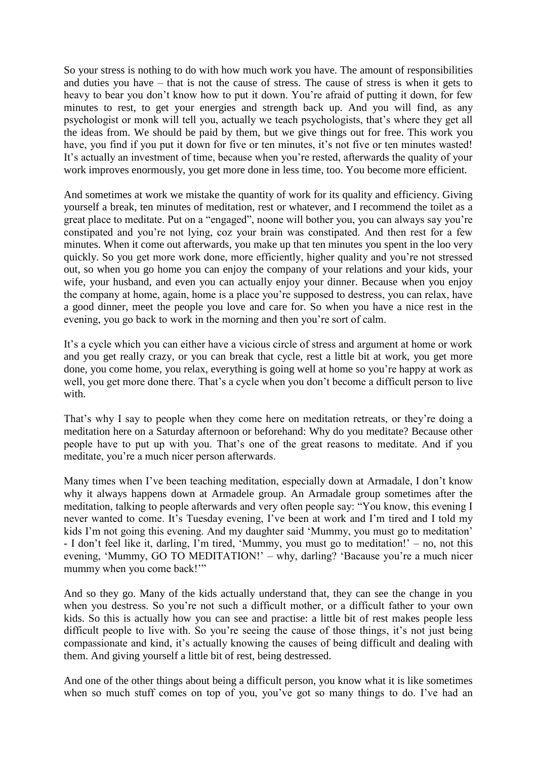So your stress is nothing to do with how much work you have. The amount of responsibilities and duties you have – that is not the cause of stress. The cause of stress is when it gets to heavy to bear you don't know how to put it down. You're afraid of putting it down, for few minutes to rest, to get your energies and strength back up. And you will find, as any psychologist or monk will tell you, actually we teach psychologists, that's where they get all the ideas from. We should be paid by them, but we give things out for free. This work you have, you find if you put it down for five or ten minutes, it's not five or ten minutes wasted! It's actually an investment of time, because when you're rested, afterwards the quality of your work improves enormously, you get more done in less time, too. You become more efficient.

And sometimes at work we mistake the quantity of work for its quality and efficiency. Giving yourself a break, ten minutes of meditation, rest or whatever, and I recommend the toilet as a great place to meditate. Put on a "engaged", noone will bother you, you can always say you're constipated and you're not lying, coz your brain was constipated. And then rest for a few minutes. When it come out afterwards, you make up that ten minutes you spent in the loo very quickly. So you get more work done, more efficiently, higher quality and you're not stressed out, so when you go home you can enjoy the company of your relations and your kids, your wife, your husband, and even you can actually enjoy your dinner. Because when you enjoy the company at home, again, home is a place you're supposed to destress, you can relax, have a good dinner, meet the people you love and care for. So when you have a nice rest in the evening, you go back to work in the morning and then you're sort of calm.

It's a cycle which you can either have a vicious circle of stress and argument at home or work and you get really crazy, or you can break that cycle, rest a little bit at work, you get more done, you come home, you relax, everything is going well at home so you're happy at work as well, you get more done there. That's a cycle when you don't become a difficult person to live with.

That's why I say to people when they come here on meditation retreats, or they're doing a meditation here on a Saturday afternoon or beforehand: Why do you meditate? Because other people have to put up with you. That's one of the great reasons to meditate. And if you meditate, you're a much nicer person afterwards.

Many times when I've been teaching meditation, especially down at Armadale, I don't know why it always happens down at Armadele group. An Armadale group sometimes after the meditation, talking to people afterwards and very often people say: "You know, this evening I never wanted to come. It's Tuesday evening, I've been at work and I'm tired and I told my kids I'm not going this evening. And my daughter said 'Mummy, you must go to meditation' - I don't feel like it, darling, I'm tired, 'Mummy, you must go to meditation!' – no, not this evening, 'Mummy, GO TO MEDITATION!' – why, darling? 'Bacause you're a much nicer mummy when you come back!'"

And so they go. Many of the kids actually understand that, they can see the change in you when you destress. So you're not such a difficult mother, or a difficult father to your own kids. So this is actually how you can see and practise: a little bit of rest makes people less difficult people to live with. So you're seeing the cause of those things, it's not just being compassionate and kind, it's actually knowing the causes of being difficult and dealing with them. And giving yourself a little bit of rest, being destressed.

And one of the other things about being a difficult person, you know what it is like sometimes when so much stuff comes on top of you, you've got so many things to do. I've had an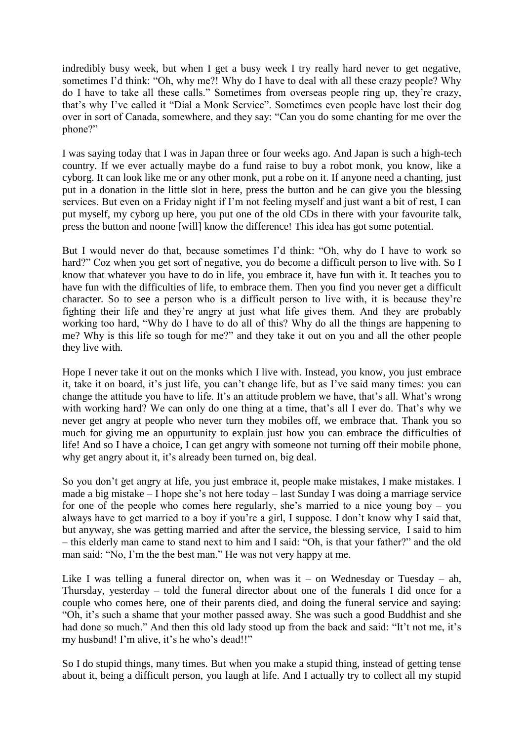indredibly busy week, but when I get a busy week I try really hard never to get negative, sometimes I'd think: "Oh, why me?! Why do I have to deal with all these crazy people? Why do I have to take all these calls." Sometimes from overseas people ring up, they're crazy, that's why I've called it "Dial a Monk Service". Sometimes even people have lost their dog over in sort of Canada, somewhere, and they say: "Can you do some chanting for me over the phone?"

I was saying today that I was in Japan three or four weeks ago. And Japan is such a high-tech country. If we ever actually maybe do a fund raise to buy a robot monk, you know, like a cyborg. It can look like me or any other monk, put a robe on it. If anyone need a chanting, just put in a donation in the little slot in here, press the button and he can give you the blessing services. But even on a Friday night if I'm not feeling myself and just want a bit of rest, I can put myself, my cyborg up here, you put one of the old CDs in there with your favourite talk, press the button and noone [will] know the difference! This idea has got some potential.

But I would never do that, because sometimes I'd think: "Oh, why do I have to work so hard?" Coz when you get sort of negative, you do become a difficult person to live with. So I know that whatever you have to do in life, you embrace it, have fun with it. It teaches you to have fun with the difficulties of life, to embrace them. Then you find you never get a difficult character. So to see a person who is a difficult person to live with, it is because they're fighting their life and they're angry at just what life gives them. And they are probably working too hard, "Why do I have to do all of this? Why do all the things are happening to me? Why is this life so tough for me?" and they take it out on you and all the other people they live with.

Hope I never take it out on the monks which I live with. Instead, you know, you just embrace it, take it on board, it's just life, you can't change life, but as I've said many times: you can change the attitude you have to life. It's an attitude problem we have, that's all. What's wrong with working hard? We can only do one thing at a time, that's all I ever do. That's why we never get angry at people who never turn they mobiles off, we embrace that. Thank you so much for giving me an oppurtunity to explain just how you can embrace the difficulties of life! And so I have a choice, I can get angry with someone not turning off their mobile phone, why get angry about it, it's already been turned on, big deal.

So you don't get angry at life, you just embrace it, people make mistakes, I make mistakes. I made a big mistake – I hope she's not here today – last Sunday I was doing a marriage service for one of the people who comes here regularly, she's married to a nice young boy – you always have to get married to a boy if you're a girl, I suppose. I don't know why I said that, but anyway, she was getting married and after the service, the blessing service, I said to him – this elderly man came to stand next to him and I said: "Oh, is that your father?" and the old man said: "No, I'm the the best man." He was not very happy at me.

Like I was telling a funeral director on, when was it – on Wednesday or Tuesday – ah, Thursday, yesterday – told the funeral director about one of the funerals I did once for a couple who comes here, one of their parents died, and doing the funeral service and saying: "Oh, it's such a shame that your mother passed away. She was such a good Buddhist and she had done so much." And then this old lady stood up from the back and said: "It't not me, it's my husband! I'm alive, it's he who's dead!!"

So I do stupid things, many times. But when you make a stupid thing, instead of getting tense about it, being a difficult person, you laugh at life. And I actually try to collect all my stupid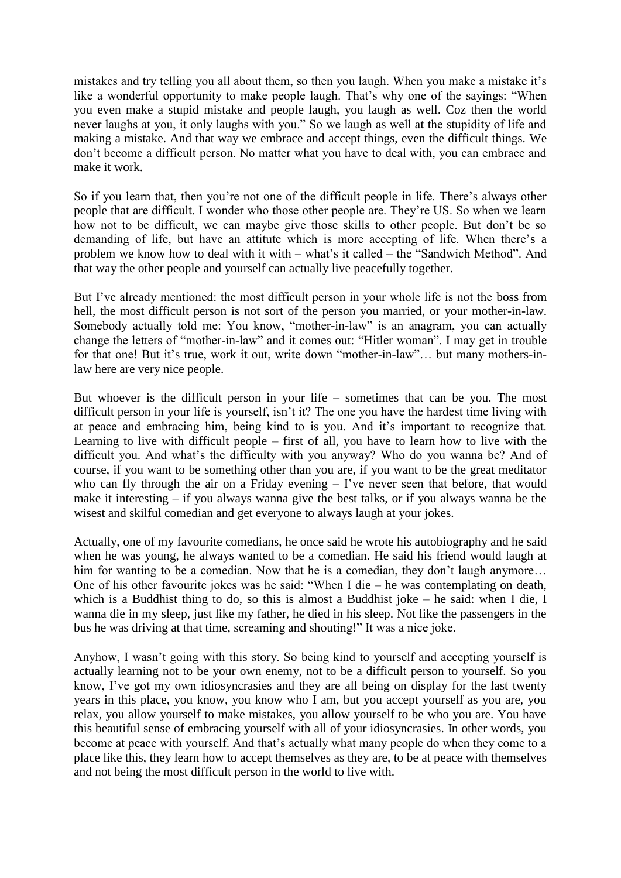mistakes and try telling you all about them, so then you laugh. When you make a mistake it's like a wonderful opportunity to make people laugh. That's why one of the sayings: "When you even make a stupid mistake and people laugh, you laugh as well. Coz then the world never laughs at you, it only laughs with you." So we laugh as well at the stupidity of life and making a mistake. And that way we embrace and accept things, even the difficult things. We don't become a difficult person. No matter what you have to deal with, you can embrace and make it work.

So if you learn that, then you're not one of the difficult people in life. There's always other people that are difficult. I wonder who those other people are. They're US. So when we learn how not to be difficult, we can maybe give those skills to other people. But don't be so demanding of life, but have an attitute which is more accepting of life. When there's a problem we know how to deal with it with – what's it called – the "Sandwich Method". And that way the other people and yourself can actually live peacefully together.

But I've already mentioned: the most difficult person in your whole life is not the boss from hell, the most difficult person is not sort of the person you married, or your mother-in-law. Somebody actually told me: You know, "mother-in-law" is an anagram, you can actually change the letters of "mother-in-law" and it comes out: "Hitler woman". I may get in trouble for that one! But it's true, work it out, write down "mother-in-law"… but many mothers-in-law here are very nice people.

But whoever is the difficult person in your life – sometimes that can be you. The most difficult person in your life is yourself, isn't it? The one you have the hardest time living with at peace and embracing him, being kind to is you. And it's important to recognize that. Learning to live with difficult people – first of all, you have to learn how to live with the difficult you. And what's the difficulty with you anyway? Who do you wanna be? And of course, if you want to be something other than you are, if you want to be the great meditator who can fly through the air on a Friday evening – I've never seen that before, that would make it interesting – if you always wanna give the best talks, or if you always wanna be the wisest and skilful comedian and get everyone to always laugh at your jokes.

Actually, one of my favourite comedians, he once said he wrote his autobiography and he said when he was young, he always wanted to be a comedian. He said his friend would laugh at him for wanting to be a comedian. Now that he is a comedian, they don't laugh anymore… One of his other favourite jokes was he said: "When I die – he was contemplating on death, which is a Buddhist thing to do, so this is almost a Buddhist joke – he said: when I die, I wanna die in my sleep, just like my father, he died in his sleep. Not like the passengers in the bus he was driving at that time, screaming and shouting!" It was a nice joke.

Anyhow, I wasn't going with this story. So being kind to yourself and accepting yourself is actually learning not to be your own enemy, not to be a difficult person to yourself. So you know, I've got my own idiosyncrasies and they are all being on display for the last twenty years in this place, you know, you know who I am, but you accept yourself as you are, you relax, you allow yourself to make mistakes, you allow yourself to be who you are. You have this beautiful sense of embracing yourself with all of your idiosyncrasies. In other words, you become at peace with yourself. And that's actually what many people do when they come to a place like this, they learn how to accept themselves as they are, to be at peace with themselves and not being the most difficult person in the world to live with.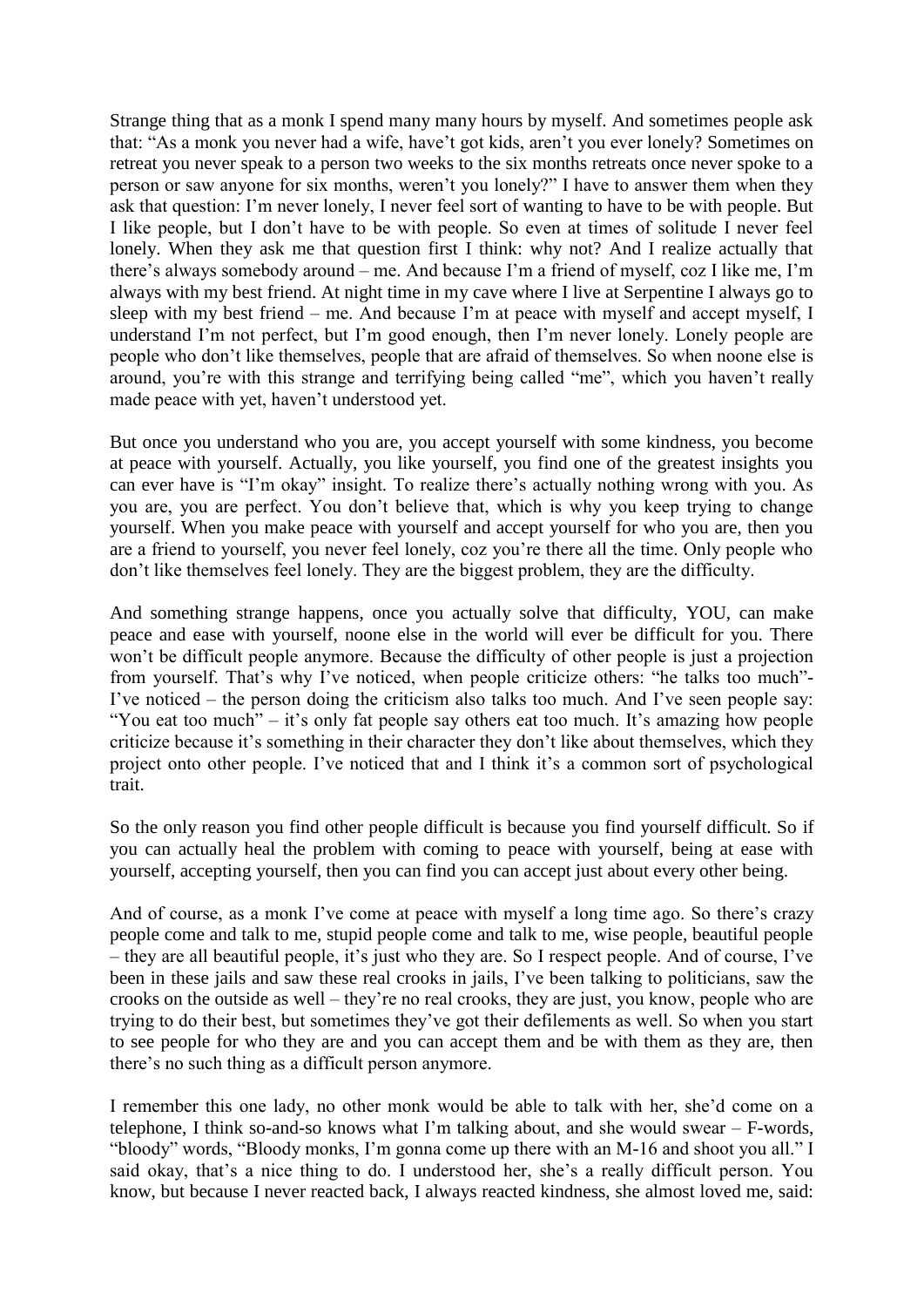Strange thing that as a monk I spend many many hours by myself. And sometimes people ask that: "As a monk you never had a wife, have't got kids, aren't you ever lonely? Sometimes on retreat you never speak to a person two weeks to the six months retreats once never spoke to a person or saw anyone for six months, weren't you lonely?" I have to answer them when they ask that question: I'm never lonely, I never feel sort of wanting to have to be with people. But I like people, but I don't have to be with people. So even at times of solitude I never feel lonely. When they ask me that question first I think: why not? And I realize actually that there's always somebody around – me. And because I'm a friend of myself, coz I like me, I'm always with my best friend. At night time in my cave where I live at Serpentine I always go to sleep with my best friend – me. And because I'm at peace with myself and accept myself, I understand I'm not perfect, but I'm good enough, then I'm never lonely. Lonely people are people who don't like themselves, people that are afraid of themselves. So when noone else is around, you're with this strange and terrifying being called "me", which you haven't really made peace with yet, haven't understood yet.

But once you understand who you are, you accept yourself with some kindness, you become at peace with yourself. Actually, you like yourself, you find one of the greatest insights you can ever have is "I'm okay" insight. To realize there's actually nothing wrong with you. As you are, you are perfect. You don't believe that, which is why you keep trying to change yourself. When you make peace with yourself and accept yourself for who you are, then you are a friend to yourself, you never feel lonely, coz you're there all the time. Only people who don't like themselves feel lonely. They are the biggest problem, they are the difficulty.

And something strange happens, once you actually solve that difficulty, YOU, can make peace and ease with yourself, noone else in the world will ever be difficult for you. There won't be difficult people anymore. Because the difficulty of other people is just a projection from yourself. That's why I've noticed, when people criticize others: "he talks too much"- I've noticed – the person doing the criticism also talks too much. And I've seen people say: "You eat too much" – it's only fat people say others eat too much. It's amazing how people criticize because it's something in their character they don't like about themselves, which they project onto other people. I've noticed that and I think it's a common sort of psychological trait.

So the only reason you find other people difficult is because you find yourself difficult. So if you can actually heal the problem with coming to peace with yourself, being at ease with yourself, accepting yourself, then you can find you can accept just about every other being.

And of course, as a monk I've come at peace with myself a long time ago. So there's crazy people come and talk to me, stupid people come and talk to me, wise people, beautiful people – they are all beautiful people, it's just who they are. So I respect people. And of course, I've been in these jails and saw these real crooks in jails, I've been talking to politicians, saw the crooks on the outside as well – they're no real crooks, they are just, you know, people who are trying to do their best, but sometimes they've got their defilements as well. So when you start to see people for who they are and you can accept them and be with them as they are, then there's no such thing as a difficult person anymore.

I remember this one lady, no other monk would be able to talk with her, she'd come on a telephone, I think so-and-so knows what I'm talking about, and she would swear – F-words, "bloody" words, "Bloody monks, I'm gonna come up there with an M-16 and shoot you all." I said okay, that's a nice thing to do. I understood her, she's a really difficult person. You know, but because I never reacted back, I always reacted kindness, she almost loved me, said: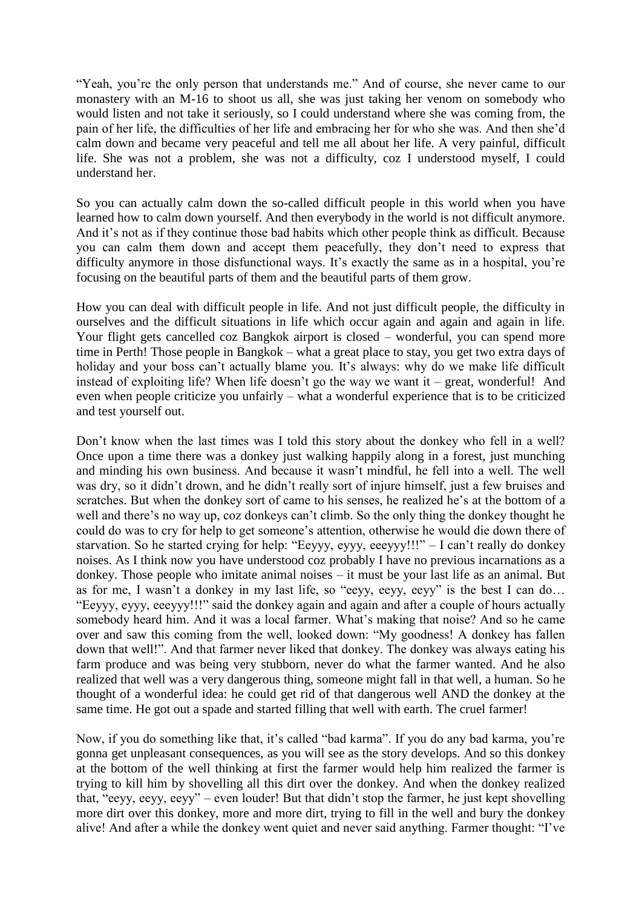"Yeah, you're the only person that understands me." And of course, she never came to our monastery with an M-16 to shoot us all, she was just taking her venom on somebody who would listen and not take it seriously, so I could understand where she was coming from, the pain of her life, the difficulties of her life and embracing her for who she was. And then she'd calm down and became very peaceful and tell me all about her life. A very painful, difficult life. She was not a problem, she was not a difficulty, coz I understood myself, I could understand her.

So you can actually calm down the so-called difficult people in this world when you have learned how to calm down yourself. And then everybody in the world is not difficult anymore. And it's not as if they continue those bad habits which other people think as difficult. Because you can calm them down and accept them peacefully, they don't need to express that difficulty anymore in those disfunctional ways. It's exactly the same as in a hospital, you're focusing on the beautiful parts of them and the beautiful parts of them grow.

How you can deal with difficult people in life. And not just difficult people, the difficulty in ourselves and the difficult situations in life which occur again and again and again in life. Your flight gets cancelled coz Bangkok airport is closed – wonderful, you can spend more time in Perth! Those people in Bangkok – what a great place to stay, you get two extra days of holiday and your boss can't actually blame you. It's always: why do we make life difficult instead of exploiting life? When life doesn't go the way we want it – great, wonderful! And even when people criticize you unfairly – what a wonderful experience that is to be criticized and test yourself out.

Don't know when the last times was I told this story about the donkey who fell in a well? Once upon a time there was a donkey just walking happily along in a forest, just munching and minding his own business. And because it wasn't mindful, he fell into a well. The well was dry, so it didn't drown, and he didn't really sort of injure himself, just a few bruises and scratches. But when the donkey sort of came to his senses, he realized he's at the bottom of a well and there's no way up, coz donkeys can't climb. So the only thing the donkey thought he could do was to cry for help to get someone's attention, otherwise he would die down there of starvation. So he started crying for help: "Eeyyy, eyyy, eeeyyy!!!" – I can't really do donkey noises. As I think now you have understood coz probably I have no previous incarnations as a donkey. Those people who imitate animal noises – it must be your last life as an animal. But as for me, I wasn't a donkey in my last life, so "eeyy, eeyy, eeyy" is the best I can do… "Eeyyy, eyyy, eeeyyy!!!" said the donkey again and again and after a couple of hours actually somebody heard him. And it was a local farmer. What's making that noise? And so he came over and saw this coming from the well, looked down: "My goodness! A donkey has fallen down that well!". And that farmer never liked that donkey. The donkey was always eating his farm produce and was being very stubborn, never do what the farmer wanted. And he also realized that well was a very dangerous thing, someone might fall in that well, a human. So he thought of a wonderful idea: he could get rid of that dangerous well AND the donkey at the same time. He got out a spade and started filling that well with earth. The cruel farmer!

Now, if you do something like that, it's called "bad karma". If you do any bad karma, you're gonna get unpleasant consequences, as you will see as the story develops. And so this donkey at the bottom of the well thinking at first the farmer would help him realized the farmer is trying to kill him by shovelling all this dirt over the donkey. And when the donkey realized that, "eeyy, eeyy, eeyy" – even louder! But that didn't stop the farmer, he just kept shovelling more dirt over this donkey, more and more dirt, trying to fill in the well and bury the donkey alive! And after a while the donkey went quiet and never said anything. Farmer thought: "I've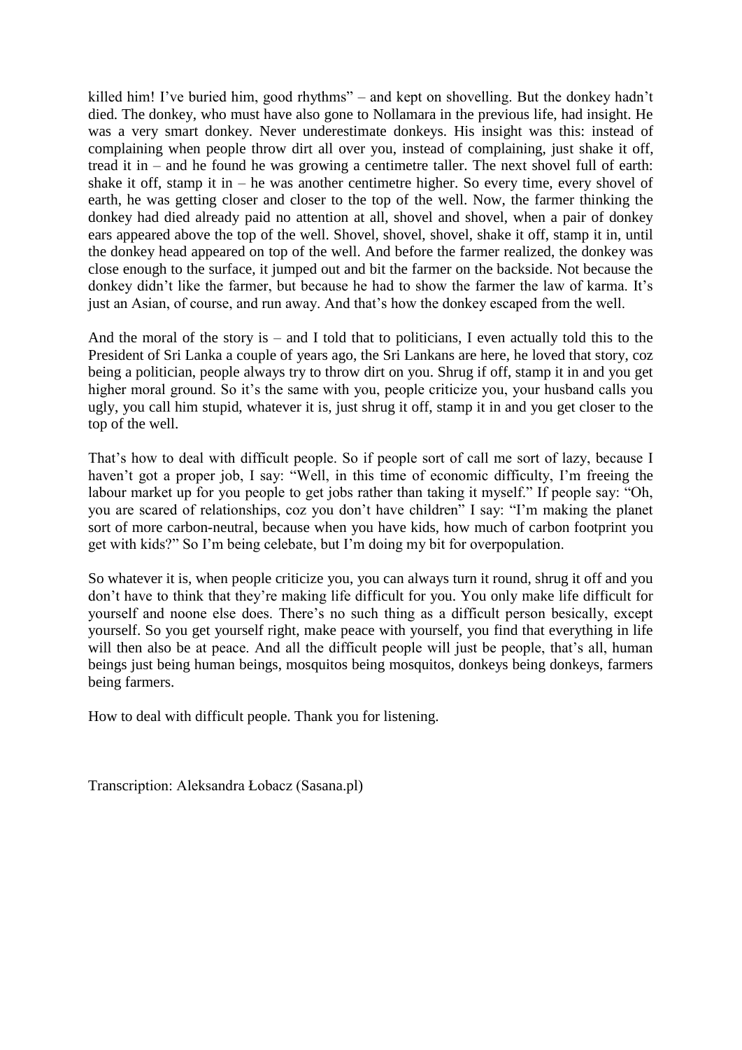killed him! I've buried him, good rhythms" – and kept on shovelling. But the donkey hadn't died. The donkey, who must have also gone to Nollamara in the previous life, had insight. He was a very smart donkey. Never underestimate donkeys. His insight was this: instead of complaining when people throw dirt all over you, instead of complaining, just shake it off, tread it in – and he found he was growing a centimetre taller. The next shovel full of earth: shake it off, stamp it in – he was another centimetre higher. So every time, every shovel of earth, he was getting closer and closer to the top of the well. Now, the farmer thinking the donkey had died already paid no attention at all, shovel and shovel, when a pair of donkey ears appeared above the top of the well. Shovel, shovel, shovel, shake it off, stamp it in, until the donkey head appeared on top of the well. And before the farmer realized, the donkey was close enough to the surface, it jumped out and bit the farmer on the backside. Not because the donkey didn't like the farmer, but because he had to show the farmer the law of karma. It's just an Asian, of course, and run away. And that's how the donkey escaped from the well.

And the moral of the story is – and I told that to politicians, I even actually told this to the President of Sri Lanka a couple of years ago, the Sri Lankans are here, he loved that story, coz being a politician, people always try to throw dirt on you. Shrug if off, stamp it in and you get higher moral ground. So it's the same with you, people criticize you, your husband calls you ugly, you call him stupid, whatever it is, just shrug it off, stamp it in and you get closer to the top of the well.

That's how to deal with difficult people. So if people sort of call me sort of lazy, because I haven't got a proper job, I say: "Well, in this time of economic difficulty, I'm freeing the labour market up for you people to get jobs rather than taking it myself." If people say: "Oh, you are scared of relationships, coz you don't have children" I say: "I'm making the planet sort of more carbon-neutral, because when you have kids, how much of carbon footprint you get with kids?" So I'm being celebate, but I'm doing my bit for overpopulation.

So whatever it is, when people criticize you, you can always turn it round, shrug it off and you don't have to think that they're making life difficult for you. You only make life difficult for yourself and noone else does. There's no such thing as a difficult person besically, except yourself. So you get yourself right, make peace with yourself, you find that everything in life will then also be at peace. And all the difficult people will just be people, that's all, human beings just being human beings, mosquitos being mosquitos, donkeys being donkeys, farmers being farmers.

How to deal with difficult people. Thank you for listening.

Transcription: Aleksandra Łobacz (Sasana.pl)